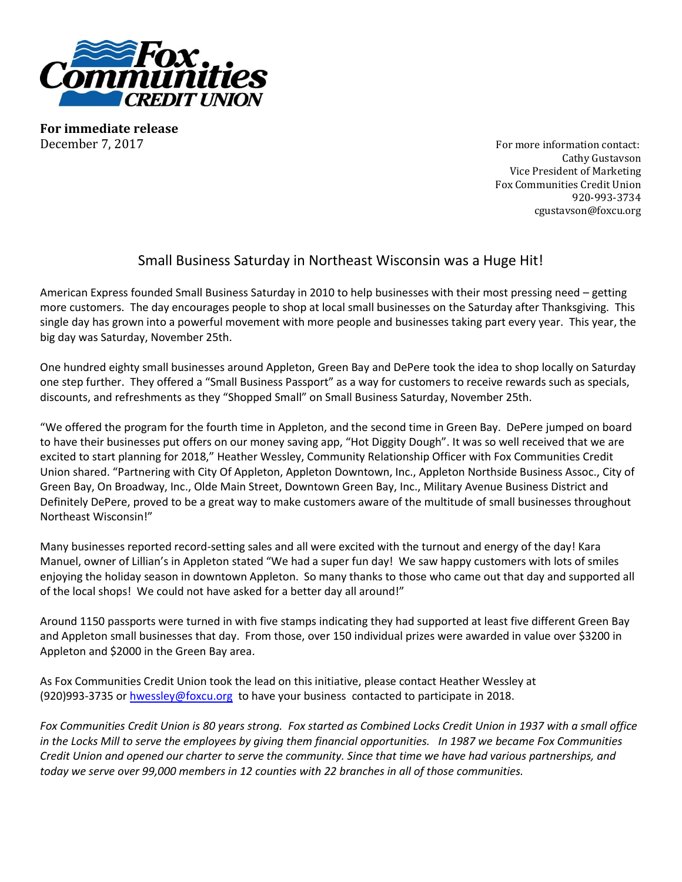**For immediate release**
December 7, 2017

For more information contact:
Cathy Gustavson
Vice President of Marketing
Fox Communities Credit Union
920-993-3734
cgustavson@foxcu.org

# Small Business Saturday in Northeast Wisconsin was a Huge Hit!

American Express founded Small Business Saturday in 2010 to help businesses with their most pressing need – getting more customers. The day encourages people to shop at local small businesses on the Saturday after Thanksgiving. This single day has grown into a powerful movement with more people and businesses taking part every year. This year, the big day was Saturday, November 25th.

One hundred eighty small businesses around Appleton, Green Bay and DePere took the idea to shop locally on Saturday one step further. They offered a "Small Business Passport" as a way for customers to receive rewards such as specials, discounts, and refreshments as they "Shopped Small" on Small Business Saturday, November 25th.

"We offered the program for the fourth time in Appleton, and the second time in Green Bay. DePere jumped on board to have their businesses put offers on our money saving app, "Hot Diggity Dough". It was so well received that we are excited to start planning for 2018," Heather Wessley, Community Relationship Officer with Fox Communities Credit Union shared. "Partnering with City Of Appleton, Appleton Downtown, Inc., Appleton Northside Business Assoc., City of Green Bay, On Broadway, Inc., Olde Main Street, Downtown Green Bay, Inc., Military Avenue Business District and Definitely DePere, proved to be a great way to make customers aware of the multitude of small businesses throughout Northeast Wisconsin!"

Many businesses reported record-setting sales and all were excited with the turnout and energy of the day! Kara Manuel, owner of Lillian's in Appleton stated "We had a super fun day! We saw happy customers with lots of smiles enjoying the holiday season in downtown Appleton. So many thanks to those who came out that day and supported all of the local shops! We could not have asked for a better day all around!"

Around 1150 passports were turned in with five stamps indicating they had supported at least five different Green Bay and Appleton small businesses that day. From those, over 150 individual prizes were awarded in value over $3200 in Appleton and $2000 in the Green Bay area.

As Fox Communities Credit Union took the lead on this initiative, please contact Heather Wessley at (920)993-3735 or hwessley@foxcu.org to have your business contacted to participate in 2018.

*Fox Communities Credit Union is 80 years strong. Fox started as Combined Locks Credit Union in 1937 with a small office in the Locks Mill to serve the employees by giving them financial opportunities. In 1987 we became Fox Communities Credit Union and opened our charter to serve the community. Since that time we have had various partnerships, and today we serve over 99,000 members in 12 counties with 22 branches in all of those communities.*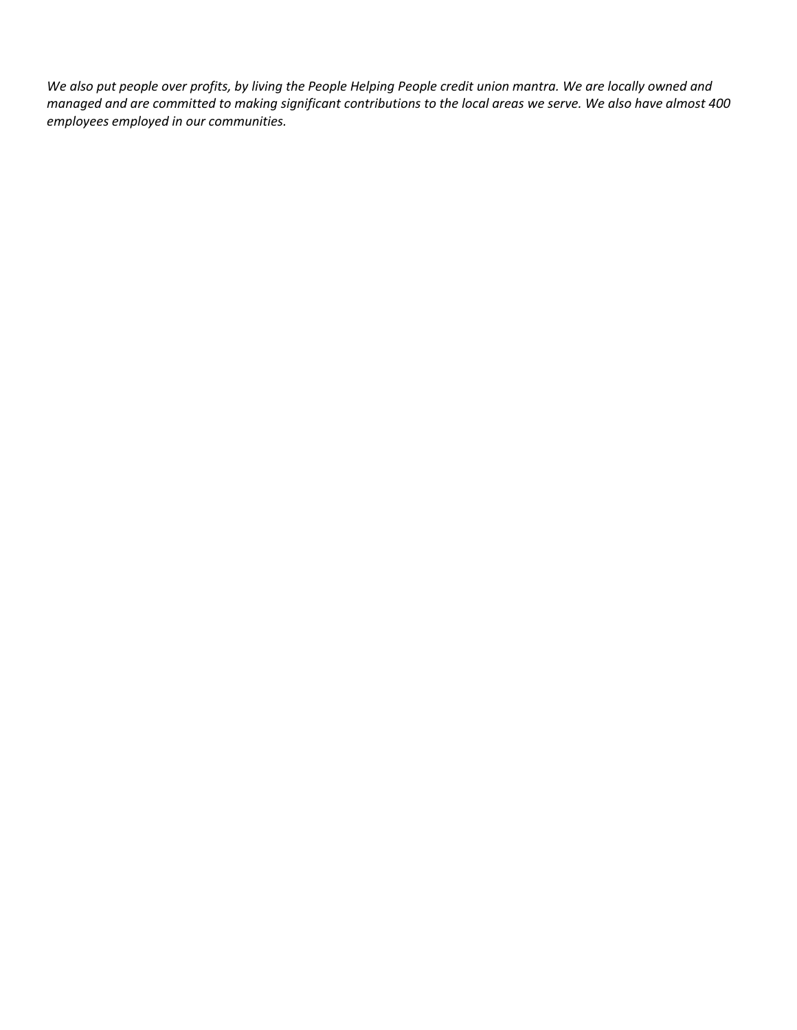*We also put people over profits, by living the People Helping People credit union mantra. We are locally owned and managed and are committed to making significant contributions to the local areas we serve. We also have almost 400 employees employed in our communities.*